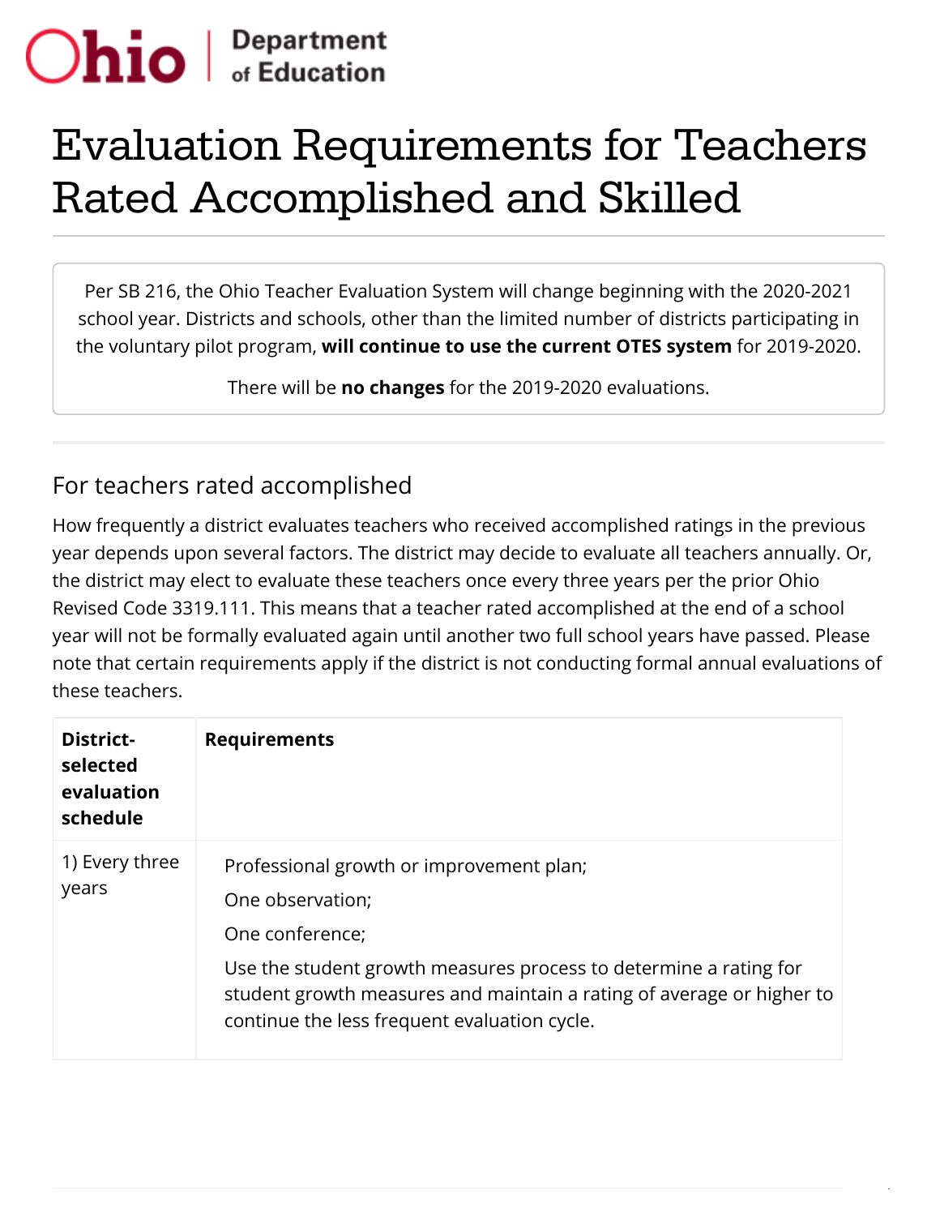# Evaluation Requirements for Teachers Rated Accomplished and Skilled

Per SB 216, the Ohio Teacher Evaluation System will change beginning with the 2020-2021 school year. Districts and schools, other than the limited number of districts participating in the voluntary pilot program, **will continue to use the current OTES system** for 2019-2020.

There will be **no changes** for the 2019-2020 evaluations.

## For teachers rated accomplished

How frequently a district evaluates teachers who received accomplished ratings in the previous year depends upon several factors. The district may decide to evaluate all teachers annually. Or, the district may elect to evaluate these teachers once every three years per the prior Ohio Revised Code 3319.111. This means that a teacher rated accomplished at the end of a school year will not be formally evaluated again until another two full school years have passed. Please note that certain requirements apply if the district is not conducting formal annual evaluations of these teachers.

| District-selected evaluation schedule | Requirements |
|---|---|
| 1) Every three years | Professional growth or improvement plan;<br>One observation;<br>One conference;<br>Use the student growth measures process to determine a rating for student growth measures and maintain a rating of average or higher to continue the less frequent evaluation cycle. |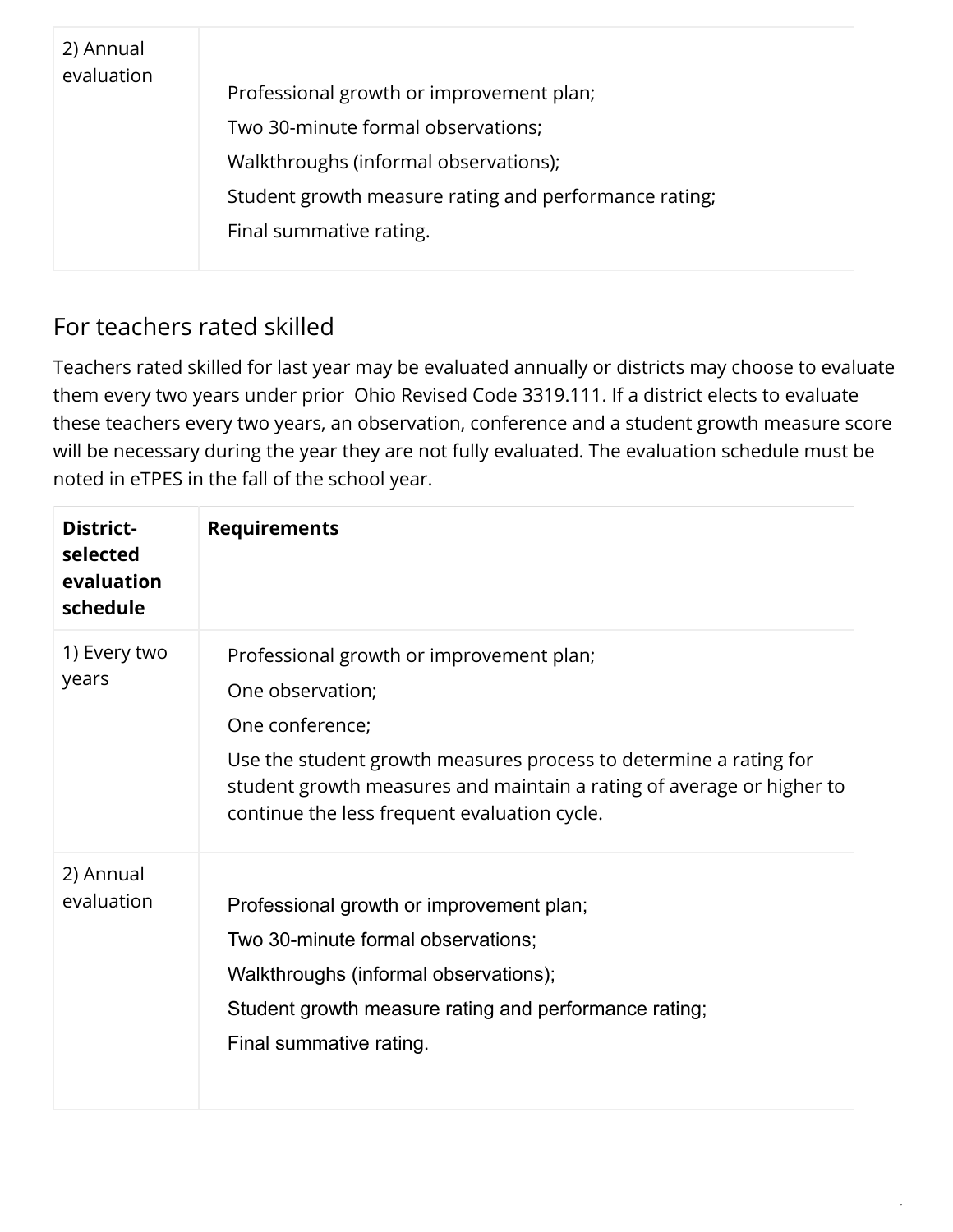| 2) Annual evaluation | Professional growth or improvement plan;<br>Two 30-minute formal observations;<br>Walkthroughs (informal observations);<br>Student growth measure rating and performance rating;<br>Final summative rating. |
|---|---|

## For teachers rated skilled

Teachers rated skilled for last year may be evaluated annually or districts may choose to evaluate them every two years under prior Ohio Revised Code 3319.111. If a district elects to evaluate these teachers every two years, an observation, conference and a student growth measure score will be necessary during the year they are not fully evaluated. The evaluation schedule must be noted in eTPES in the fall of the school year.

| District-selected evaluation schedule | Requirements |
|---|---|
| 1) Every two years | Professional growth or improvement plan;<br>One observation;<br>One conference;<br>Use the student growth measures process to determine a rating for student growth measures and maintain a rating of average or higher to continue the less frequent evaluation cycle. |
| 2) Annual evaluation | Professional growth or improvement plan;<br>Two 30-minute formal observations;<br>Walkthroughs (informal observations);<br>Student growth measure rating and performance rating;<br>Final summative rating. |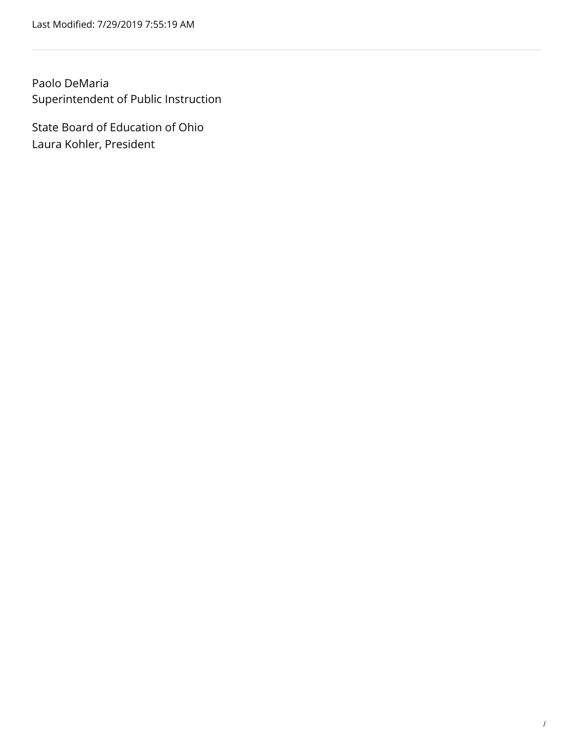Last Modified: 7/29/2019 7:55:19 AM

Paolo DeMaria  
Superintendent of Public Instruction

State Board of Education of Ohio  
Laura Kohler, President